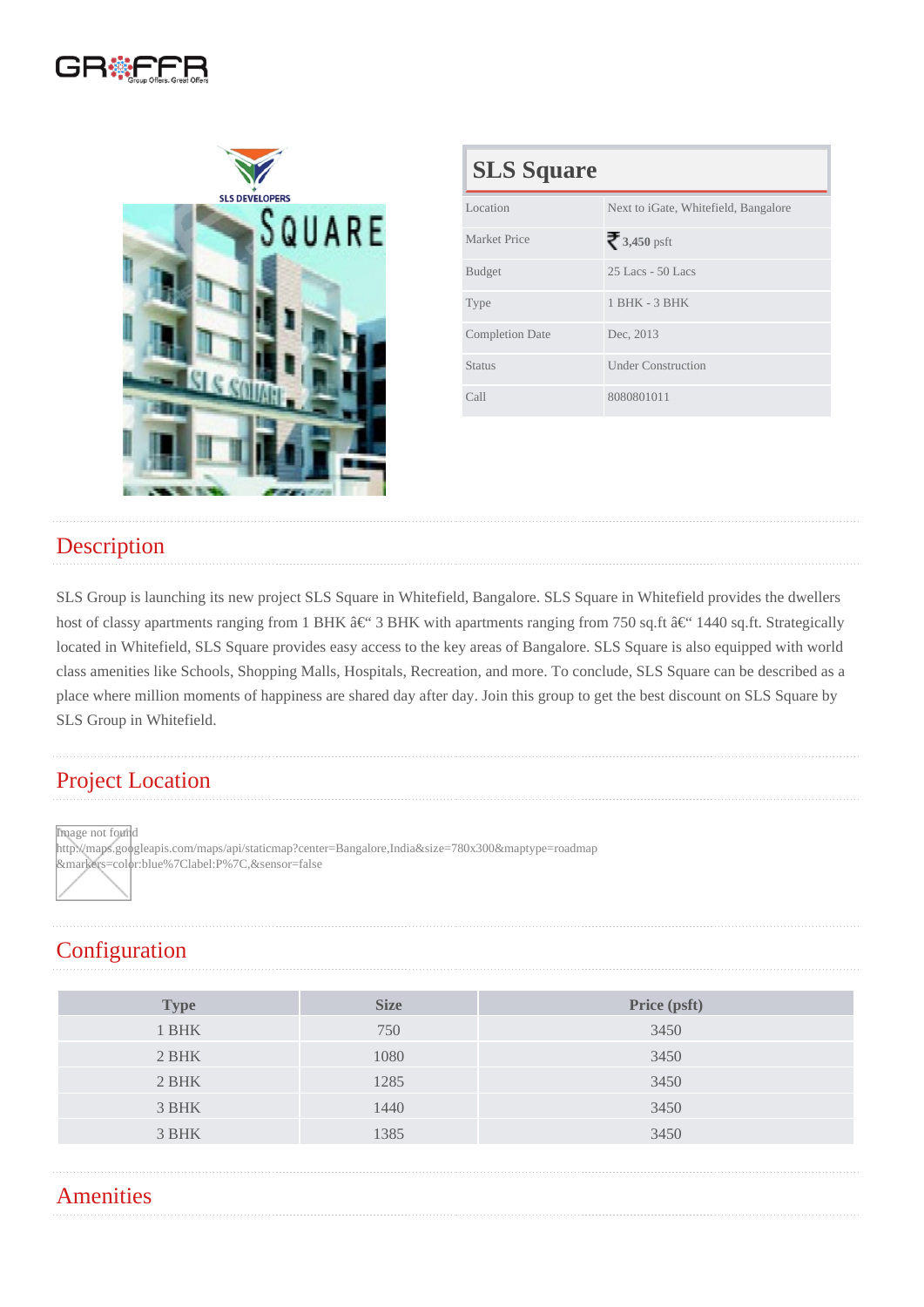# SLS Square

| | |
|---|---|
| Location | Next to iGate, Whitefield, Bangalore |
| Market Price | ₹ 3,450 psft |
| Budget | 25 Lacs - 50 Lacs |
| Type | 1 BHK - 3 BHK |
| Completion Date | Dec, 2013 |
| Status | Under Construction |
| Call | 8080801011 |

## Description

SLS Group is launching its new project SLS Square in Whitefield, Bangalore. SLS Square in Whitefield provides the dwellers host of classy apartments ranging from 1 BHK â€“ 3 BHK with apartments ranging from 750 sq.ft â€“ 1440 sq.ft. Strategically located in Whitefield, SLS Square provides easy access to the key areas of Bangalore. SLS Square is also equipped with world class amenities like Schools, Shopping Malls, Hospitals, Recreation, and more. To conclude, SLS Square can be described as a place where million moments of happiness are shared day after day. Join this group to get the best discount on SLS Square by SLS Group in Whitefield.

## Project Location

Image not found http://maps.googleapis.com/maps/api/staticmap?center=Bangalore,India&size=780x300&maptype=roadmap &markers=color:blue%7Clabel:P%7C,&sensor=false

## Configuration

| Type | Size | Price (psft) |
|---|---|---|
| 1 BHK | 750 | 3450 |
| 2 BHK | 1080 | 3450 |
| 2 BHK | 1285 | 3450 |
| 3 BHK | 1440 | 3450 |
| 3 BHK | 1385 | 3450 |

## Amenities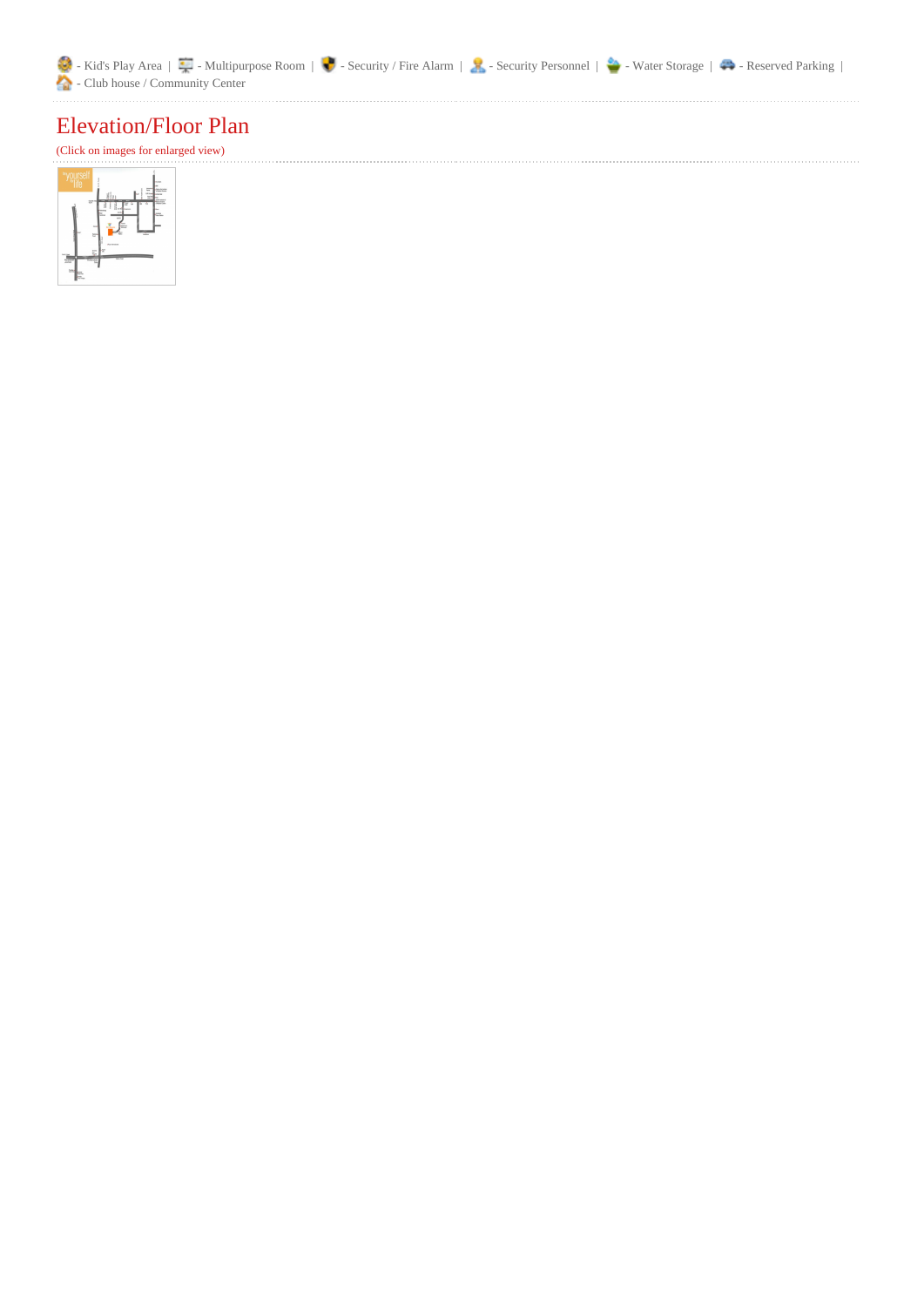- Kid's Play Area | - Multipurpose Room | - Security / Fire Alarm | - Security Personnel | - Water Storage | - Reserved Parking | - Club house / Community Center

## Elevation/Floor Plan

(Click on images for enlarged view)